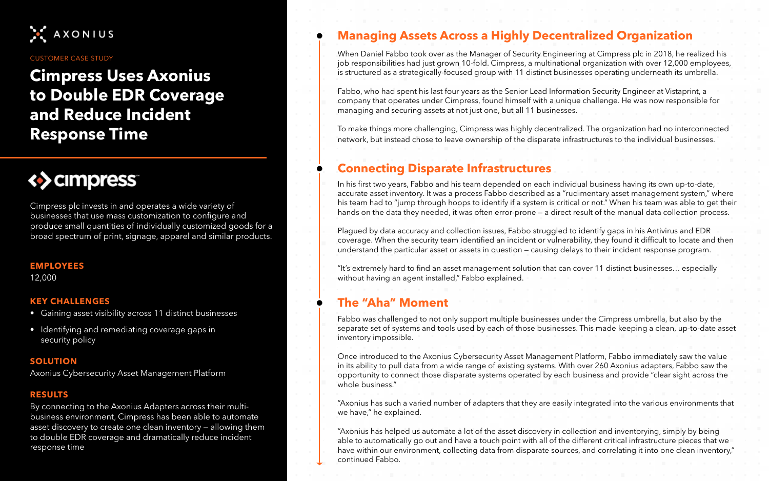AXONIUS

CUSTOMER CASE STUDY

# Cimpress Uses Axonius to Double EDR Coverage and Reduce Incident Response Time

cimpress

Cimpress plc invests in and operates a wide variety of businesses that use mass customization to configure and produce small quantities of individually customized goods for a broad spectrum of print, signage, apparel and similar products.

**EMPLOYEES**

12,000

**KEY CHALLENGES**

- Gaining asset visibility across 11 distinct businesses
- Identifying and remediating coverage gaps in security policy

**SOLUTION**

Axonius Cybersecurity Asset Management Platform

**RESULTS**

By connecting to the Axonius Adapters across their multi-business environment, Cimpress has been able to automate asset discovery to create one clean inventory — allowing them to double EDR coverage and dramatically reduce incident response time

## Managing Assets Across a Highly Decentralized Organization

When Daniel Fabbo took over as the Manager of Security Engineering at Cimpress plc in 2018, he realized his job responsibilities had just grown 10-fold. Cimpress, a multinational organization with over 12,000 employees, is structured as a strategically-focused group with 11 distinct businesses operating underneath its umbrella.

Fabbo, who had spent his last four years as the Senior Lead Information Security Engineer at Vistaprint, a company that operates under Cimpress, found himself with a unique challenge. He was now responsible for managing and securing assets at not just one, but all 11 businesses.

To make things more challenging, Cimpress was highly decentralized. The organization had no interconnected network, but instead chose to leave ownership of the disparate infrastructures to the individual businesses.

## Connecting Disparate Infrastructures

In his first two years, Fabbo and his team depended on each individual business having its own up-to-date, accurate asset inventory. It was a process Fabbo described as a "rudimentary asset management system," where his team had to "jump through hoops to identify if a system is critical or not." When his team was able to get their hands on the data they needed, it was often error-prone — a direct result of the manual data collection process.

Plagued by data accuracy and collection issues, Fabbo struggled to identify gaps in his Antivirus and EDR coverage. When the security team identified an incident or vulnerability, they found it difficult to locate and then understand the particular asset or assets in question — causing delays to their incident response program.

"It's extremely hard to find an asset management solution that can cover 11 distinct businesses… especially without having an agent installed," Fabbo explained.

## The "Aha" Moment

Fabbo was challenged to not only support multiple businesses under the Cimpress umbrella, but also by the separate set of systems and tools used by each of those businesses. This made keeping a clean, up-to-date asset inventory impossible.

Once introduced to the Axonius Cybersecurity Asset Management Platform, Fabbo immediately saw the value in its ability to pull data from a wide range of existing systems. With over 260 Axonius adapters, Fabbo saw the opportunity to connect those disparate systems operated by each business and provide "clear sight across the whole business."

"Axonius has such a varied number of adapters that they are easily integrated into the various environments that we have," he explained.

"Axonius has helped us automate a lot of the asset discovery in collection and inventorying, simply by being able to automatically go out and have a touch point with all of the different critical infrastructure pieces that we have within our environment, collecting data from disparate sources, and correlating it into one clean inventory," continued Fabbo.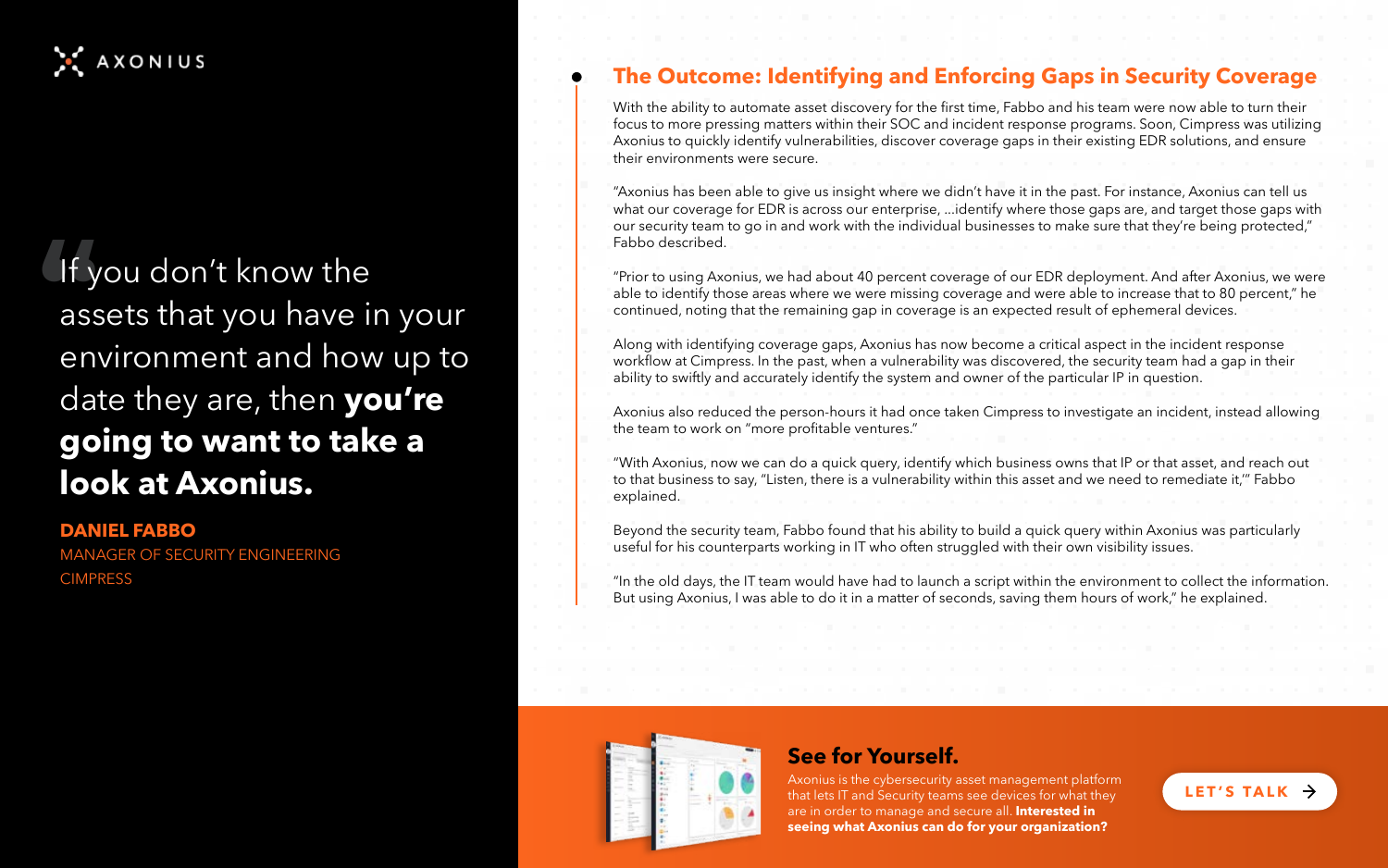AXONIUS

If you don't know the assets that you have in your environment and how up to date they are, then **you're going to want to take a look at Axonius.**

**DANIEL FABBO**
MANAGER OF SECURITY ENGINEERING
CIMPRESS

## The Outcome: Identifying and Enforcing Gaps in Security Coverage

With the ability to automate asset discovery for the first time, Fabbo and his team were now able to turn their focus to more pressing matters within their SOC and incident response programs. Soon, Cimpress was utilizing Axonius to quickly identify vulnerabilities, discover coverage gaps in their existing EDR solutions, and ensure their environments were secure.

"Axonius has been able to give us insight where we didn't have it in the past. For instance, Axonius can tell us what our coverage for EDR is across our enterprise, ...identify where those gaps are, and target those gaps with our security team to go in and work with the individual businesses to make sure that they're being protected," Fabbo described.

"Prior to using Axonius, we had about 40 percent coverage of our EDR deployment. And after Axonius, we were able to identify those areas where we were missing coverage and were able to increase that to 80 percent," he continued, noting that the remaining gap in coverage is an expected result of ephemeral devices.

Along with identifying coverage gaps, Axonius has now become a critical aspect in the incident response workflow at Cimpress. In the past, when a vulnerability was discovered, the security team had a gap in their ability to swiftly and accurately identify the system and owner of the particular IP in question.

Axonius also reduced the person-hours it had once taken Cimpress to investigate an incident, instead allowing the team to work on "more profitable ventures."

"With Axonius, now we can do a quick query, identify which business owns that IP or that asset, and reach out to that business to say, "Listen, there is a vulnerability within this asset and we need to remediate it,'" Fabbo explained.

Beyond the security team, Fabbo found that his ability to build a quick query within Axonius was particularly useful for his counterparts working in IT who often struggled with their own visibility issues.

"In the old days, the IT team would have had to launch a script within the environment to collect the information. But using Axonius, I was able to do it in a matter of seconds, saving them hours of work," he explained.

## See for Yourself.

Axonius is the cybersecurity asset management platform that lets IT and Security teams see devices for what they are in order to manage and secure all. **Interested in seeing what Axonius can do for your organization?**

LET'S TALK →